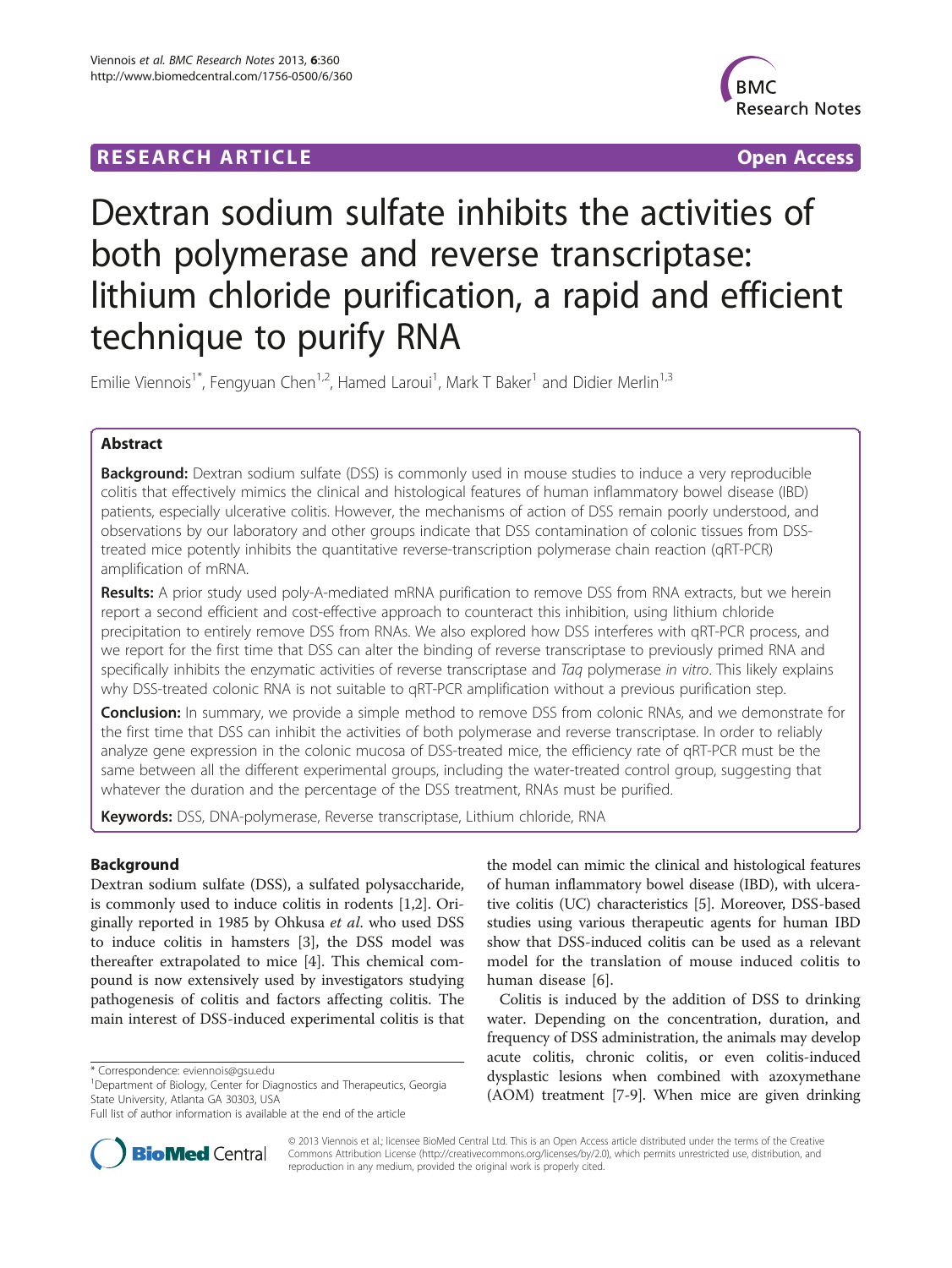**RESEARCH ARTICLE** **Open Access**

# Dextran sodium sulfate inhibits the activities of both polymerase and reverse transcriptase: lithium chloride purification, a rapid and efficient technique to purify RNA

Emilie Viennois[1*], Fengyuan Chen[1,2], Hamed Laroui[1], Mark T Baker[1] and Didier Merlin[1,3]

## Abstract

**Background:** Dextran sodium sulfate (DSS) is commonly used in mouse studies to induce a very reproducible colitis that effectively mimics the clinical and histological features of human inflammatory bowel disease (IBD) patients, especially ulcerative colitis. However, the mechanisms of action of DSS remain poorly understood, and observations by our laboratory and other groups indicate that DSS contamination of colonic tissues from DSS-treated mice potently inhibits the quantitative reverse-transcription polymerase chain reaction (qRT-PCR) amplification of mRNA.

**Results:** A prior study used poly-A-mediated mRNA purification to remove DSS from RNA extracts, but we herein report a second efficient and cost-effective approach to counteract this inhibition, using lithium chloride precipitation to entirely remove DSS from RNAs. We also explored how DSS interferes with qRT-PCR process, and we report for the first time that DSS can alter the binding of reverse transcriptase to previously primed RNA and specifically inhibits the enzymatic activities of reverse transcriptase and *Taq* polymerase *in vitro*. This likely explains why DSS-treated colonic RNA is not suitable to qRT-PCR amplification without a previous purification step.

**Conclusion:** In summary, we provide a simple method to remove DSS from colonic RNAs, and we demonstrate for the first time that DSS can inhibit the activities of both polymerase and reverse transcriptase. In order to reliably analyze gene expression in the colonic mucosa of DSS-treated mice, the efficiency rate of qRT-PCR must be the same between all the different experimental groups, including the water-treated control group, suggesting that whatever the duration and the percentage of the DSS treatment, RNAs must be purified.

**Keywords:** DSS, DNA-polymerase, Reverse transcriptase, Lithium chloride, RNA

## Background

Dextran sodium sulfate (DSS), a sulfated polysaccharide, is commonly used to induce colitis in rodents [1,2]. Originally reported in 1985 by Ohkusa *et al.* who used DSS to induce colitis in hamsters [3], the DSS model was thereafter extrapolated to mice [4]. This chemical compound is now extensively used by investigators studying pathogenesis of colitis and factors affecting colitis. The main interest of DSS-induced experimental colitis is that the model can mimic the clinical and histological features of human inflammatory bowel disease (IBD), with ulcerative colitis (UC) characteristics [5]. Moreover, DSS-based studies using various therapeutic agents for human IBD show that DSS-induced colitis can be used as a relevant model for the translation of mouse induced colitis to human disease [6].

Colitis is induced by the addition of DSS to drinking water. Depending on the concentration, duration, and frequency of DSS administration, the animals may develop acute colitis, chronic colitis, or even colitis-induced dysplastic lesions when combined with azoxymethane (AOM) treatment [7-9]. When mice are given drinking

\* Correspondence: eviennois@gsu.edu
[1]Department of Biology, Center for Diagnostics and Therapeutics, Georgia State University, Atlanta GA 30303, USA
Full list of author information is available at the end of the article

© 2013 Viennois et al.; licensee BioMed Central Ltd. This is an Open Access article distributed under the terms of the Creative Commons Attribution License (http://creativecommons.org/licenses/by/2.0), which permits unrestricted use, distribution, and reproduction in any medium, provided the original work is properly cited.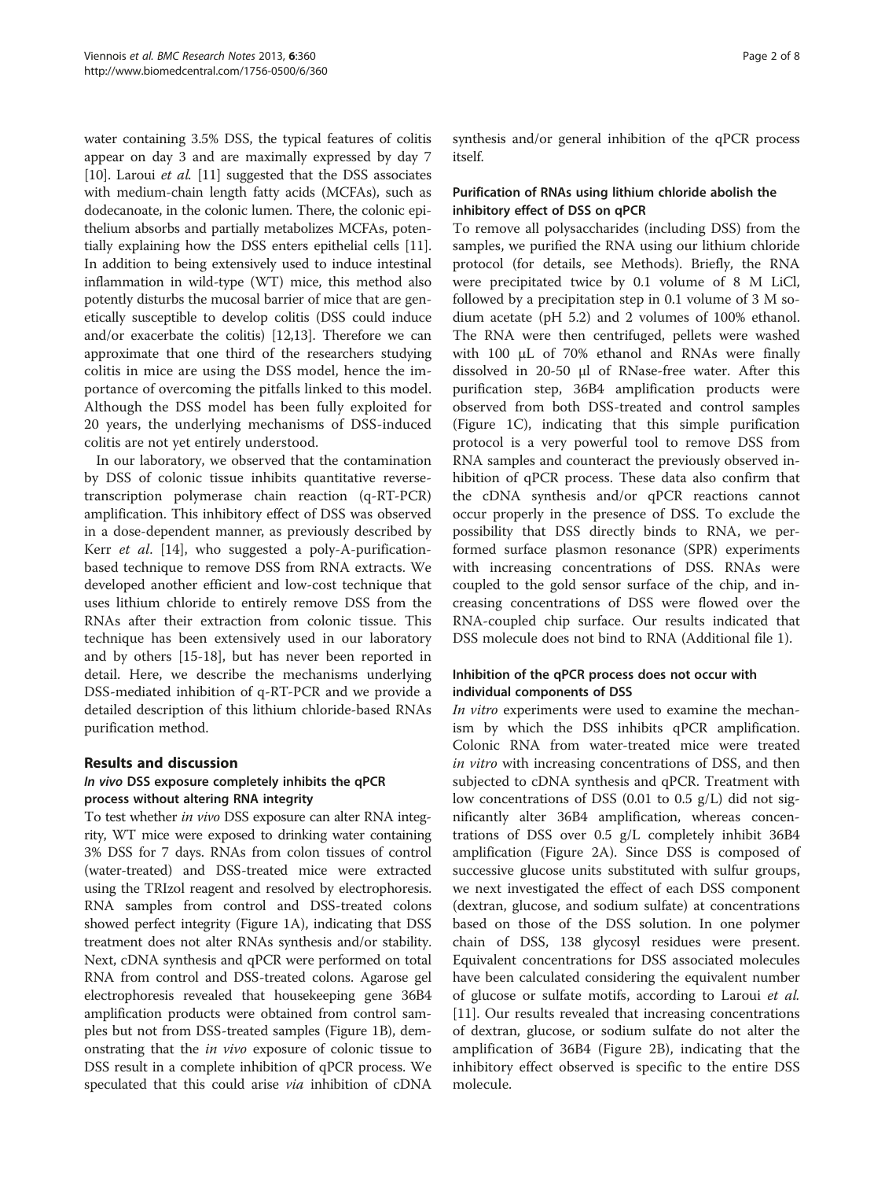water containing 3.5% DSS, the typical features of colitis appear on day 3 and are maximally expressed by day 7 [10]. Laroui *et al*. [11] suggested that the DSS associates with medium-chain length fatty acids (MCFAs), such as dodecanoate, in the colonic lumen. There, the colonic epithelium absorbs and partially metabolizes MCFAs, potentially explaining how the DSS enters epithelial cells [11]. In addition to being extensively used to induce intestinal inflammation in wild-type (WT) mice, this method also potently disturbs the mucosal barrier of mice that are genetically susceptible to develop colitis (DSS could induce and/or exacerbate the colitis) [12,13]. Therefore we can approximate that one third of the researchers studying colitis in mice are using the DSS model, hence the importance of overcoming the pitfalls linked to this model. Although the DSS model has been fully exploited for 20 years, the underlying mechanisms of DSS-induced colitis are not yet entirely understood.

In our laboratory, we observed that the contamination by DSS of colonic tissue inhibits quantitative reverse-transcription polymerase chain reaction (q-RT-PCR) amplification. This inhibitory effect of DSS was observed in a dose-dependent manner, as previously described by Kerr *et al*. [14], who suggested a poly-A-purification-based technique to remove DSS from RNA extracts. We developed another efficient and low-cost technique that uses lithium chloride to entirely remove DSS from the RNAs after their extraction from colonic tissue. This technique has been extensively used in our laboratory and by others [15-18], but has never been reported in detail. Here, we describe the mechanisms underlying DSS-mediated inhibition of q-RT-PCR and we provide a detailed description of this lithium chloride-based RNAs purification method.

## Results and discussion

### *In vivo* DSS exposure completely inhibits the qPCR process without altering RNA integrity

To test whether *in vivo* DSS exposure can alter RNA integrity, WT mice were exposed to drinking water containing 3% DSS for 7 days. RNAs from colon tissues of control (water-treated) and DSS-treated mice were extracted using the TRIzol reagent and resolved by electrophoresis. RNA samples from control and DSS-treated colons showed perfect integrity (Figure 1A), indicating that DSS treatment does not alter RNAs synthesis and/or stability. Next, cDNA synthesis and qPCR were performed on total RNA from control and DSS-treated colons. Agarose gel electrophoresis revealed that housekeeping gene 36B4 amplification products were obtained from control samples but not from DSS-treated samples (Figure 1B), demonstrating that the *in vivo* exposure of colonic tissue to DSS result in a complete inhibition of qPCR process. We speculated that this could arise *via* inhibition of cDNA synthesis and/or general inhibition of the qPCR process itself.

### Purification of RNAs using lithium chloride abolish the inhibitory effect of DSS on qPCR

To remove all polysaccharides (including DSS) from the samples, we purified the RNA using our lithium chloride protocol (for details, see Methods). Briefly, the RNA were precipitated twice by 0.1 volume of 8 M LiCl, followed by a precipitation step in 0.1 volume of 3 M sodium acetate (pH 5.2) and 2 volumes of 100% ethanol. The RNA were then centrifuged, pellets were washed with 100 μL of 70% ethanol and RNAs were finally dissolved in 20-50 μl of RNase-free water. After this purification step, 36B4 amplification products were observed from both DSS-treated and control samples (Figure 1C), indicating that this simple purification protocol is a very powerful tool to remove DSS from RNA samples and counteract the previously observed inhibition of qPCR process. These data also confirm that the cDNA synthesis and/or qPCR reactions cannot occur properly in the presence of DSS. To exclude the possibility that DSS directly binds to RNA, we performed surface plasmon resonance (SPR) experiments with increasing concentrations of DSS. RNAs were coupled to the gold sensor surface of the chip, and increasing concentrations of DSS were flowed over the RNA-coupled chip surface. Our results indicated that DSS molecule does not bind to RNA (Additional file 1).

### Inhibition of the qPCR process does not occur with individual components of DSS

*In vitro* experiments were used to examine the mechanism by which the DSS inhibits qPCR amplification. Colonic RNA from water-treated mice were treated *in vitro* with increasing concentrations of DSS, and then subjected to cDNA synthesis and qPCR. Treatment with low concentrations of DSS (0.01 to 0.5 g/L) did not significantly alter 36B4 amplification, whereas concentrations of DSS over 0.5 g/L completely inhibit 36B4 amplification (Figure 2A). Since DSS is composed of successive glucose units substituted with sulfur groups, we next investigated the effect of each DSS component (dextran, glucose, and sodium sulfate) at concentrations based on those of the DSS solution. In one polymer chain of DSS, 138 glycosyl residues were present. Equivalent concentrations for DSS associated molecules have been calculated considering the equivalent number of glucose or sulfate motifs, according to Laroui *et al.* [11]. Our results revealed that increasing concentrations of dextran, glucose, or sodium sulfate do not alter the amplification of 36B4 (Figure 2B), indicating that the inhibitory effect observed is specific to the entire DSS molecule.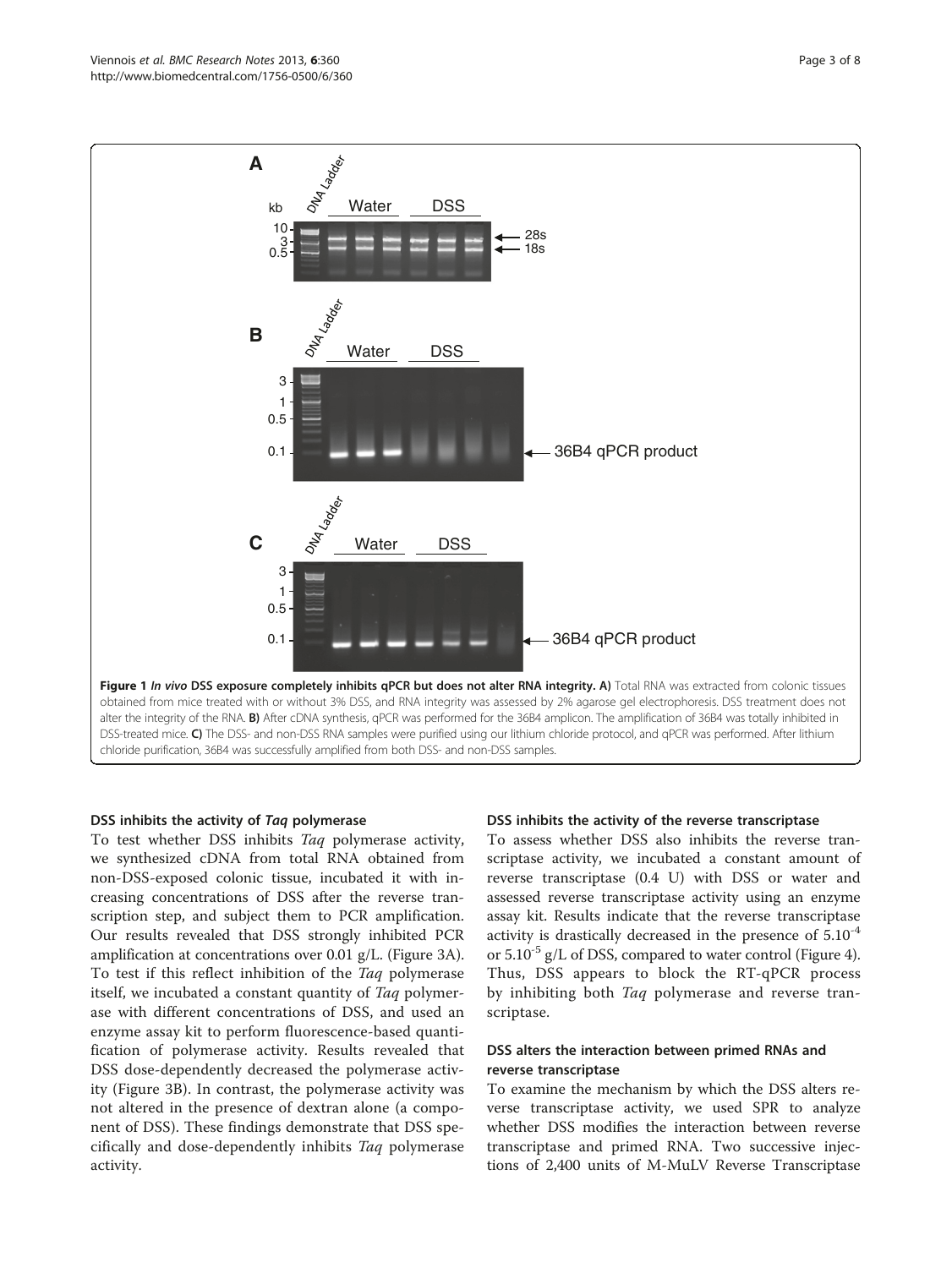**Figure 1** *In vivo* **DSS exposure completely inhibits qPCR but does not alter RNA integrity. A)** Total RNA was extracted from colonic tissues obtained from mice treated with or without 3% DSS, and RNA integrity was assessed by 2% agarose gel electrophoresis. DSS treatment does not alter the integrity of the RNA. **B)** After cDNA synthesis, qPCR was performed for the 36B4 amplicon. The amplification of 36B4 was totally inhibited in DSS-treated mice. **C)** The DSS- and non-DSS RNA samples were purified using our lithium chloride protocol, and qPCR was performed. After lithium chloride purification, 36B4 was successfully amplified from both DSS- and non-DSS samples.

### DSS inhibits the activity of *Taq* polymerase

To test whether DSS inhibits *Taq* polymerase activity, we synthesized cDNA from total RNA obtained from non-DSS-exposed colonic tissue, incubated it with increasing concentrations of DSS after the reverse transcription step, and subject them to PCR amplification. Our results revealed that DSS strongly inhibited PCR amplification at concentrations over 0.01 g/L. (Figure 3A). To test if this reflect inhibition of the *Taq* polymerase itself, we incubated a constant quantity of *Taq* polymerase with different concentrations of DSS, and used an enzyme assay kit to perform fluorescence-based quantification of polymerase activity. Results revealed that DSS dose-dependently decreased the polymerase activity (Figure 3B). In contrast, the polymerase activity was not altered in the presence of dextran alone (a component of DSS). These findings demonstrate that DSS specifically and dose-dependently inhibits *Taq* polymerase activity.

### DSS inhibits the activity of the reverse transcriptase

To assess whether DSS also inhibits the reverse transcriptase activity, we incubated a constant amount of reverse transcriptase (0.4 U) with DSS or water and assessed reverse transcriptase activity using an enzyme assay kit. Results indicate that the reverse transcriptase activity is drastically decreased in the presence of $5.10^{-4}$ or $5.10^{-5}$ g/L of DSS, compared to water control (Figure 4). Thus, DSS appears to block the RT-qPCR process by inhibiting both *Taq* polymerase and reverse transcriptase.

### DSS alters the interaction between primed RNAs and reverse transcriptase

To examine the mechanism by which the DSS alters reverse transcriptase activity, we used SPR to analyze whether DSS modifies the interaction between reverse transcriptase and primed RNA. Two successive injections of 2,400 units of M-MuLV Reverse Transcriptase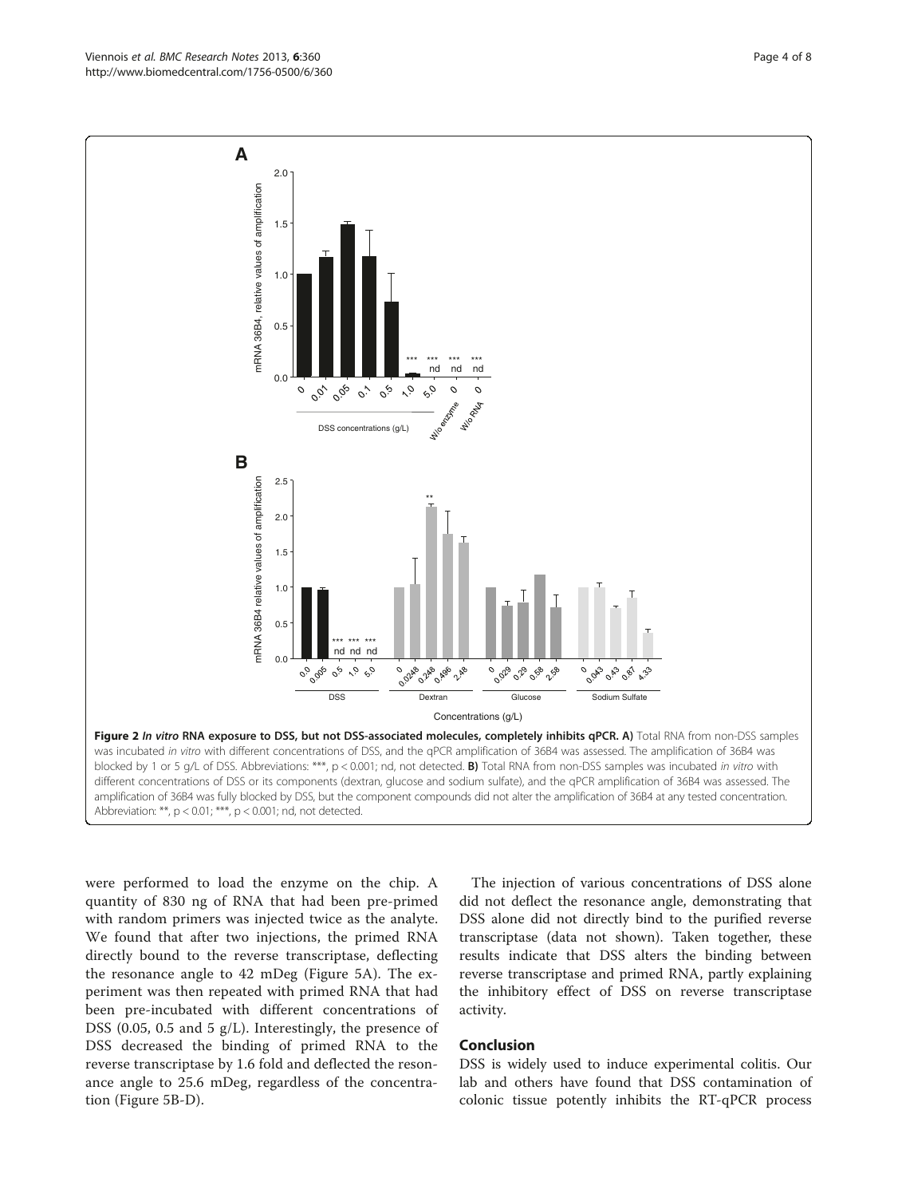**Figure 2** *In vitro* **RNA exposure to DSS, but not DSS-associated molecules, completely inhibits qPCR. A)** Total RNA from non-DSS samples was incubated *in vitro* with different concentrations of DSS, and the qPCR amplification of 36B4 was assessed. The amplification of 36B4 was blocked by 1 or 5 g/L of DSS. Abbreviations: ***, p < 0.001; nd, not detected. **B)** Total RNA from non-DSS samples was incubated *in vitro* with different concentrations of DSS or its components (dextran, glucose and sodium sulfate), and the qPCR amplification of 36B4 was assessed. The amplification of 36B4 was fully blocked by DSS, but the component compounds did not alter the amplification of 36B4 at any tested concentration. Abbreviation: **, p < 0.01; ***, p < 0.001; nd, not detected.

were performed to load the enzyme on the chip. A quantity of 830 ng of RNA that had been pre-primed with random primers was injected twice as the analyte. We found that after two injections, the primed RNA directly bound to the reverse transcriptase, deflecting the resonance angle to 42 mDeg (Figure 5A). The experiment was then repeated with primed RNA that had been pre-incubated with different concentrations of DSS (0.05, 0.5 and 5 g/L). Interestingly, the presence of DSS decreased the binding of primed RNA to the reverse transcriptase by 1.6 fold and deflected the resonance angle to 25.6 mDeg, regardless of the concentration (Figure 5B-D).

The injection of various concentrations of DSS alone did not deflect the resonance angle, demonstrating that DSS alone did not directly bind to the purified reverse transcriptase (data not shown). Taken together, these results indicate that DSS alters the binding between reverse transcriptase and primed RNA, partly explaining the inhibitory effect of DSS on reverse transcriptase activity.

## Conclusion

DSS is widely used to induce experimental colitis. Our lab and others have found that DSS contamination of colonic tissue potently inhibits the RT-qPCR process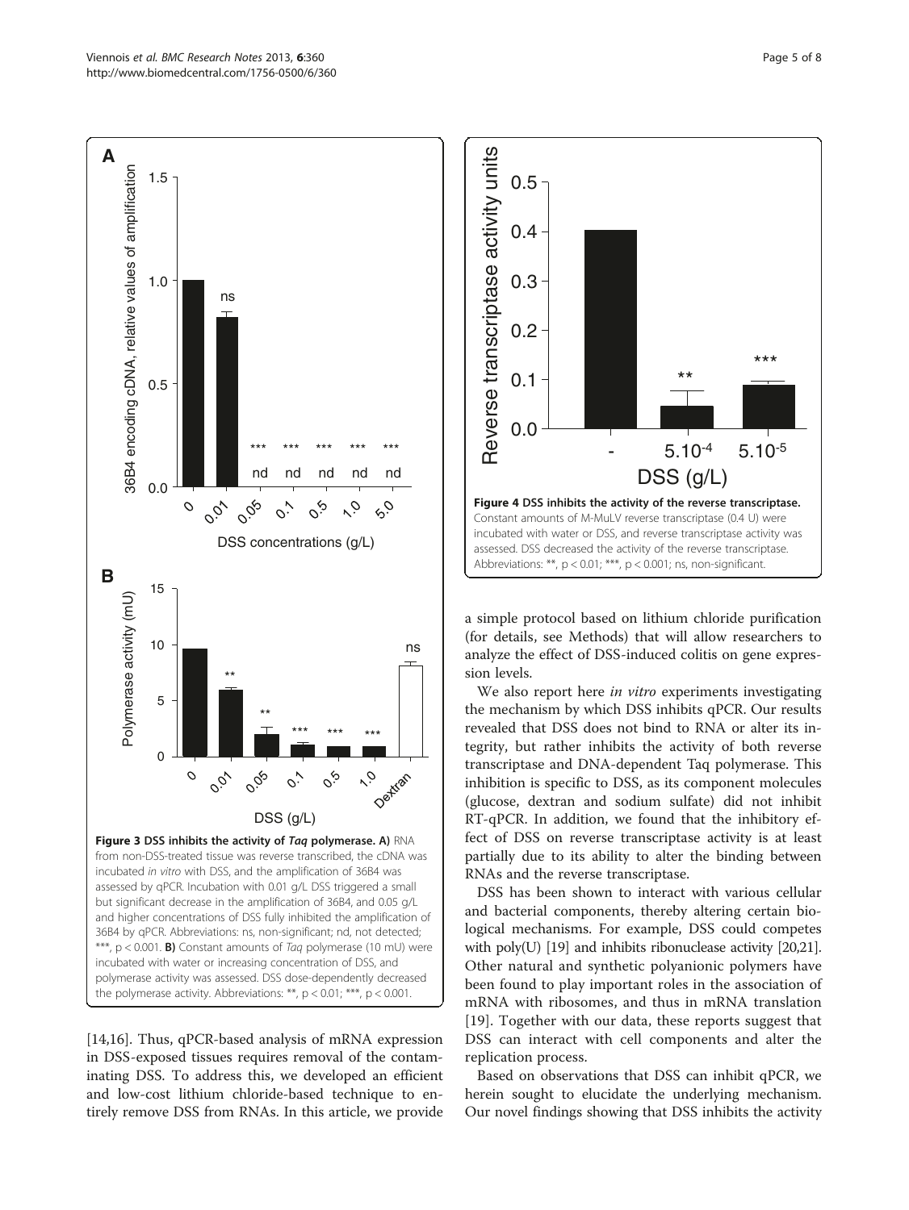**Figure 3 DSS inhibits the activity of *Taq* polymerase. A)** RNA from non-DSS-treated tissue was reverse transcribed, the cDNA was incubated *in vitro* with DSS, and the amplification of 36B4 was assessed by qPCR. Incubation with 0.01 g/L DSS triggered a small but significant decrease in the amplification of 36B4, and 0.05 g/L and higher concentrations of DSS fully inhibited the amplification of 36B4 by qPCR. Abbreviations: ns, non-significant; nd, not detected; ***, $p < 0.001$. **B)** Constant amounts of *Taq* polymerase (10 mU) were incubated with water or increasing concentration of DSS, and polymerase activity was assessed. DSS dose-dependently decreased the polymerase activity. Abbreviations: **, $p < 0.01$; ***, $p < 0.001$.

**Figure 4 DSS inhibits the activity of the reverse transcriptase.** Constant amounts of M-MuLV reverse transcriptase (0.4 U) were incubated with water or DSS, and reverse transcriptase activity was assessed. DSS decreased the activity of the reverse transcriptase. Abbreviations: **, $p < 0.01$; ***, $p < 0.001$; ns, non-significant.

[14,16]. Thus, qPCR-based analysis of mRNA expression in DSS-exposed tissues requires removal of the contaminating DSS. To address this, we developed an efficient and low-cost lithium chloride-based technique to entirely remove DSS from RNAs. In this article, we provide a simple protocol based on lithium chloride purification (for details, see Methods) that will allow researchers to analyze the effect of DSS-induced colitis on gene expression levels.

We also report here *in vitro* experiments investigating the mechanism by which DSS inhibits qPCR. Our results revealed that DSS does not bind to RNA or alter its integrity, but rather inhibits the activity of both reverse transcriptase and DNA-dependent Taq polymerase. This inhibition is specific to DSS, as its component molecules (glucose, dextran and sodium sulfate) did not inhibit RT-qPCR. In addition, we found that the inhibitory effect of DSS on reverse transcriptase activity is at least partially due to its ability to alter the binding between RNAs and the reverse transcriptase.

DSS has been shown to interact with various cellular and bacterial components, thereby altering certain biological mechanisms. For example, DSS could competes with poly(U) [19] and inhibits ribonuclease activity [20,21]. Other natural and synthetic polyanionic polymers have been found to play important roles in the association of mRNA with ribosomes, and thus in mRNA translation [19]. Together with our data, these reports suggest that DSS can interact with cell components and alter the replication process.

Based on observations that DSS can inhibit qPCR, we herein sought to elucidate the underlying mechanism. Our novel findings showing that DSS inhibits the activity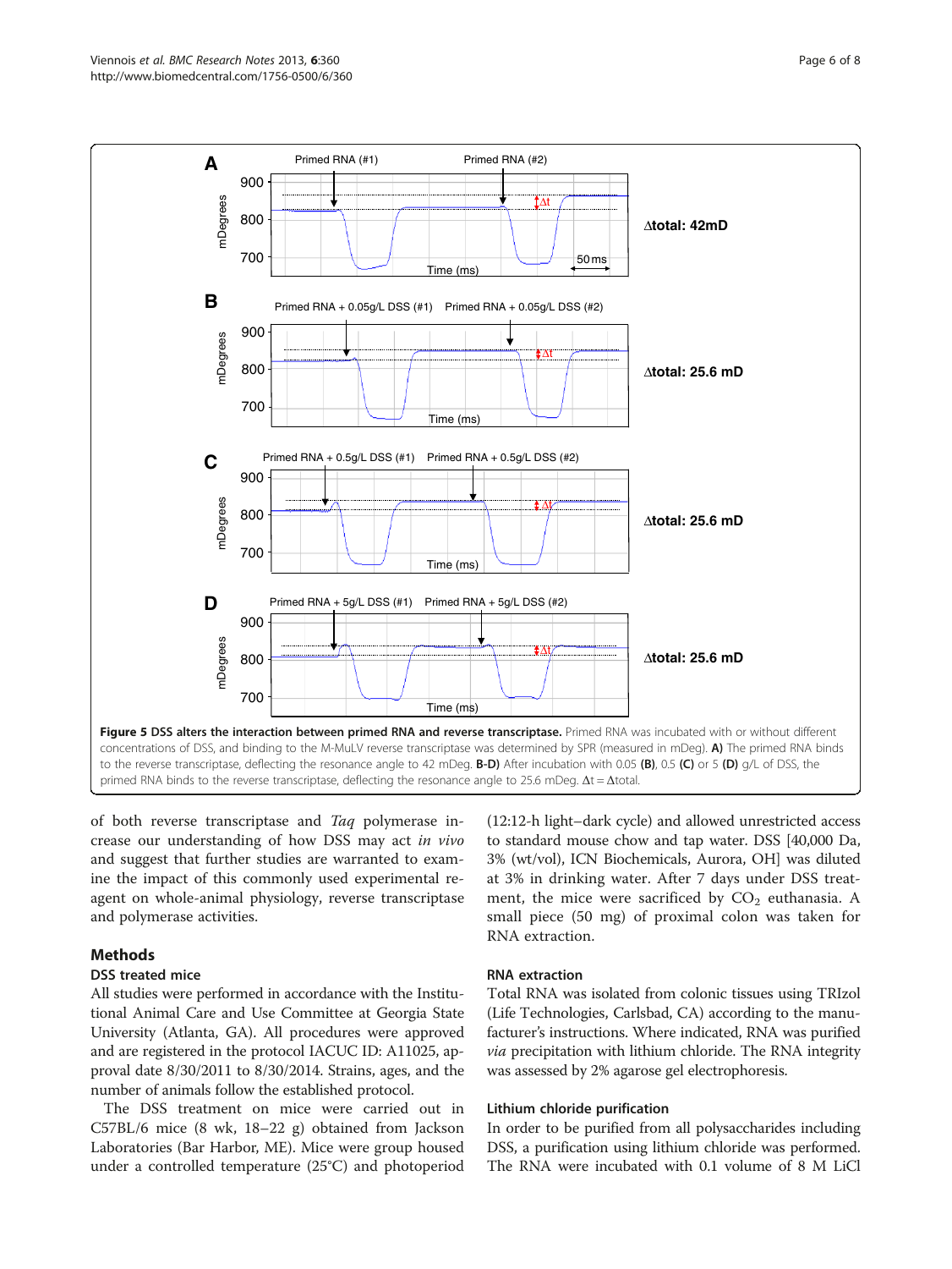**Figure 5 DSS alters the interaction between primed RNA and reverse transcriptase.** Primed RNA was incubated with or without different concentrations of DSS, and binding to the M-MuLV reverse transcriptase was determined by SPR (measured in mDeg). **A)** The primed RNA binds to the reverse transcriptase, deflecting the resonance angle to 42 mDeg. **B-D)** After incubation with 0.05 **(B)**, 0.5 **(C)** or 5 **(D)** g/L of DSS, the primed RNA binds to the reverse transcriptase, deflecting the resonance angle to 25.6 mDeg. Δt = Δtotal.

of both reverse transcriptase and *Taq* polymerase increase our understanding of how DSS may act *in vivo* and suggest that further studies are warranted to examine the impact of this commonly used experimental reagent on whole-animal physiology, reverse transcriptase and polymerase activities.

## Methods

### DSS treated mice

All studies were performed in accordance with the Institutional Animal Care and Use Committee at Georgia State University (Atlanta, GA). All procedures were approved and are registered in the protocol IACUC ID: A11025, approval date 8/30/2011 to 8/30/2014. Strains, ages, and the number of animals follow the established protocol.

The DSS treatment on mice were carried out in C57BL/6 mice (8 wk, 18–22 g) obtained from Jackson Laboratories (Bar Harbor, ME). Mice were group housed under a controlled temperature (25°C) and photoperiod (12:12-h light–dark cycle) and allowed unrestricted access to standard mouse chow and tap water. DSS [40,000 Da, 3% (wt/vol), ICN Biochemicals, Aurora, OH] was diluted at 3% in drinking water. After 7 days under DSS treatment, the mice were sacrificed by $CO_2$ euthanasia. A small piece (50 mg) of proximal colon was taken for RNA extraction.

### RNA extraction

Total RNA was isolated from colonic tissues using TRIzol (Life Technologies, Carlsbad, CA) according to the manufacturer's instructions. Where indicated, RNA was purified *via* precipitation with lithium chloride. The RNA integrity was assessed by 2% agarose gel electrophoresis.

### Lithium chloride purification

In order to be purified from all polysaccharides including DSS, a purification using lithium chloride was performed. The RNA were incubated with 0.1 volume of 8 M LiCl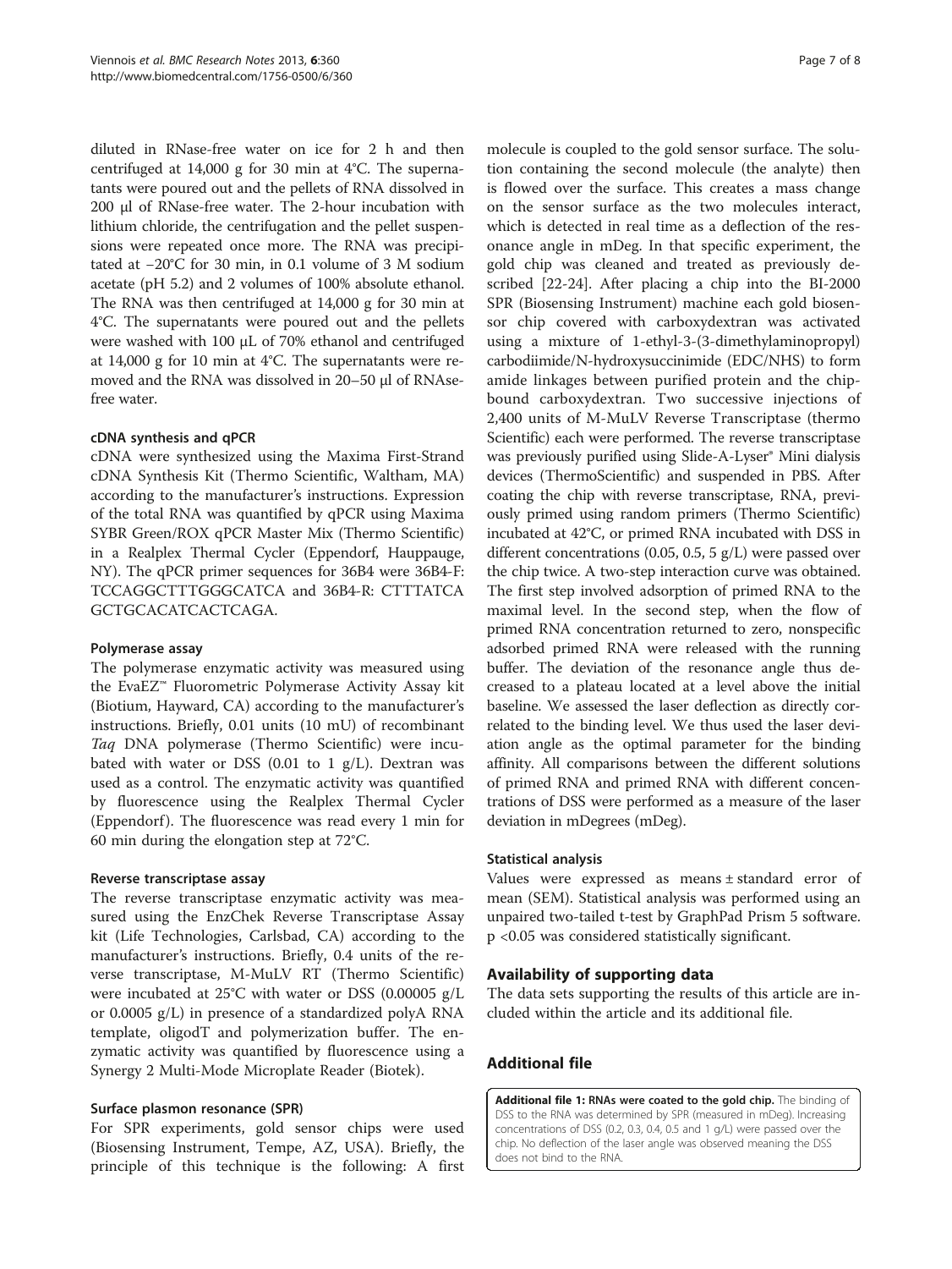diluted in RNase-free water on ice for 2 h and then centrifuged at 14,000 g for 30 min at 4°C. The supernatants were poured out and the pellets of RNA dissolved in 200 μl of RNase-free water. The 2-hour incubation with lithium chloride, the centrifugation and the pellet suspensions were repeated once more. The RNA was precipitated at −20°C for 30 min, in 0.1 volume of 3 M sodium acetate (pH 5.2) and 2 volumes of 100% absolute ethanol. The RNA was then centrifuged at 14,000 g for 30 min at 4°C. The supernatants were poured out and the pellets were washed with 100 μL of 70% ethanol and centrifuged at 14,000 g for 10 min at 4°C. The supernatants were removed and the RNA was dissolved in 20–50 μl of RNAse-free water.

#### cDNA synthesis and qPCR

cDNA were synthesized using the Maxima First-Strand cDNA Synthesis Kit (Thermo Scientific, Waltham, MA) according to the manufacturer's instructions. Expression of the total RNA was quantified by qPCR using Maxima SYBR Green/ROX qPCR Master Mix (Thermo Scientific) in a Realplex Thermal Cycler (Eppendorf, Hauppauge, NY). The qPCR primer sequences for 36B4 were 36B4-F: TCCAGGCTTTGGGCATCA and 36B4-R: CTTTATCA GCTGCACATCACTCAGA.

#### Polymerase assay

The polymerase enzymatic activity was measured using the EvaEZ™ Fluorometric Polymerase Activity Assay kit (Biotium, Hayward, CA) according to the manufacturer's instructions. Briefly, 0.01 units (10 mU) of recombinant *Taq* DNA polymerase (Thermo Scientific) were incubated with water or DSS (0.01 to 1 g/L). Dextran was used as a control. The enzymatic activity was quantified by fluorescence using the Realplex Thermal Cycler (Eppendorf). The fluorescence was read every 1 min for 60 min during the elongation step at 72°C.

#### Reverse transcriptase assay

The reverse transcriptase enzymatic activity was measured using the EnzChek Reverse Transcriptase Assay kit (Life Technologies, Carlsbad, CA) according to the manufacturer's instructions. Briefly, 0.4 units of the reverse transcriptase, M-MuLV RT (Thermo Scientific) were incubated at 25°C with water or DSS (0.00005 g/L or 0.0005 g/L) in presence of a standardized polyA RNA template, oligodT and polymerization buffer. The enzymatic activity was quantified by fluorescence using a Synergy 2 Multi-Mode Microplate Reader (Biotek).

#### Surface plasmon resonance (SPR)

For SPR experiments, gold sensor chips were used (Biosensing Instrument, Tempe, AZ, USA). Briefly, the principle of this technique is the following: A first molecule is coupled to the gold sensor surface. The solution containing the second molecule (the analyte) then is flowed over the surface. This creates a mass change on the sensor surface as the two molecules interact, which is detected in real time as a deflection of the resonance angle in mDeg. In that specific experiment, the gold chip was cleaned and treated as previously described [22-24]. After placing a chip into the BI-2000 SPR (Biosensing Instrument) machine each gold biosensor chip covered with carboxydextran was activated using a mixture of 1-ethyl-3-(3-dimethylaminopropyl) carbodiimide/N-hydroxysuccinimide (EDC/NHS) to form amide linkages between purified protein and the chip-bound carboxydextran. Two successive injections of 2,400 units of M-MuLV Reverse Transcriptase (thermo Scientific) each were performed. The reverse transcriptase was previously purified using Slide-A-Lyser® Mini dialysis devices (ThermoScientific) and suspended in PBS. After coating the chip with reverse transcriptase, RNA, previously primed using random primers (Thermo Scientific) incubated at 42°C, or primed RNA incubated with DSS in different concentrations (0.05, 0.5, 5 g/L) were passed over the chip twice. A two-step interaction curve was obtained. The first step involved adsorption of primed RNA to the maximal level. In the second step, when the flow of primed RNA concentration returned to zero, nonspecific adsorbed primed RNA were released with the running buffer. The deviation of the resonance angle thus decreased to a plateau located at a level above the initial baseline. We assessed the laser deflection as directly correlated to the binding level. We thus used the laser deviation angle as the optimal parameter for the binding affinity. All comparisons between the different solutions of primed RNA and primed RNA with different concentrations of DSS were performed as a measure of the laser deviation in mDegrees (mDeg).

#### Statistical analysis

Values were expressed as means ± standard error of mean (SEM). Statistical analysis was performed using an unpaired two-tailed t-test by GraphPad Prism 5 software. $p < 0.05$ was considered statistically significant.

## Availability of supporting data

The data sets supporting the results of this article are included within the article and its additional file.

## Additional file

**Additional file 1: RNAs were coated to the gold chip.** The binding of DSS to the RNA was determined by SPR (measured in mDeg). Increasing concentrations of DSS (0.2, 0.3, 0.4, 0.5 and 1 g/L) were passed over the chip. No deflection of the laser angle was observed meaning the DSS does not bind to the RNA.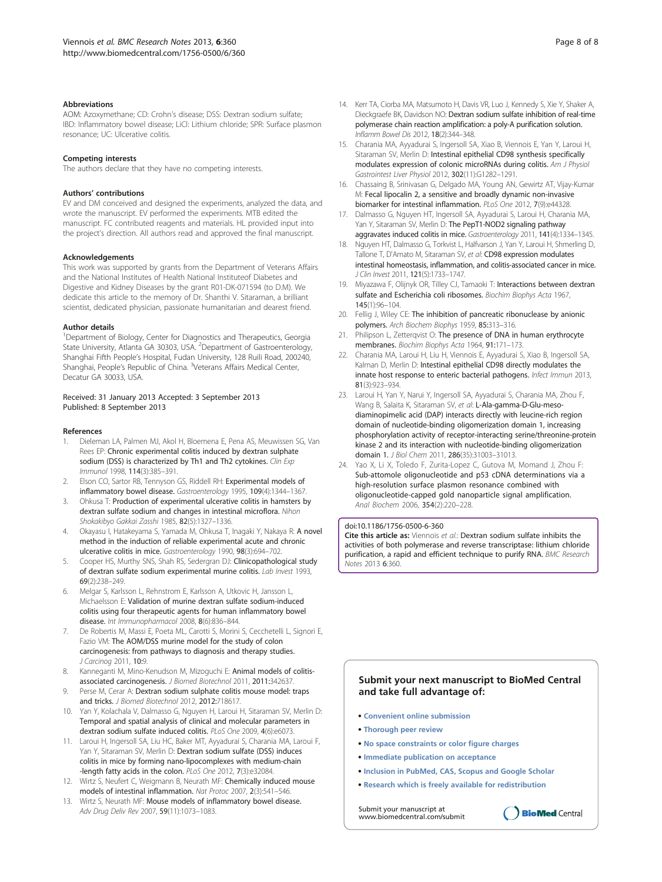### Abbreviations

AOM: Azoxymethane; CD: Crohn's disease; DSS: Dextran sodium sulfate; IBD: Inflammatory bowel disease; LiCl: Lithium chloride; SPR: Surface plasmon resonance; UC: Ulcerative colitis.

### Competing interests

The authors declare that they have no competing interests.

### Authors' contributions

EV and DM conceived and designed the experiments, analyzed the data, and wrote the manuscript. EV performed the experiments. MTB edited the manuscript. FC contributed reagents and materials. HL provided input into the project's direction. All authors read and approved the final manuscript.

### Acknowledgements

This work was supported by grants from the Department of Veterans Affairs and the National Institutes of Health National Instituteof Diabetes and Digestive and Kidney Diseases by the grant R01-DK-071594 (to D.M). We dedicate this article to the memory of Dr. Shanthi V. Sitaraman, a brilliant scientist, dedicated physician, passionate humanitarian and dearest friend.

### Author details

[1]Department of Biology, Center for Diagnostics and Therapeutics, Georgia State University, Atlanta GA 30303, USA. [2]Department of Gastroenterology, Shanghai Fifth People's Hospital, Fudan University, 128 Ruili Road, 200240, Shanghai, People's Republic of China. [3]Veterans Affairs Medical Center, Decatur GA 30033, USA.

Received: 31 January 2013 Accepted: 3 September 2013
Published: 8 September 2013

### References

1. Dieleman LA, Palmen MJ, Akol H, Bloemena E, Pena AS, Meuwissen SG, Van Rees EP: **Chronic experimental colitis induced by dextran sulphate sodium (DSS) is characterized by Th1 and Th2 cytokines.** *Clin Exp Immunol* 1998, **114**(3):385–391.
2. Elson CO, Sartor RB, Tennyson GS, Riddell RH: **Experimental models of inflammatory bowel disease.** *Gastroenterology* 1995, **109**(4):1344–1367.
3. Ohkusa T: **Production of experimental ulcerative colitis in hamsters by dextran sulfate sodium and changes in intestinal microflora.** *Nihon Shokakibyo Gakkai Zasshi* 1985, **82**(5):1327–1336.
4. Okayasu I, Hatakeyama S, Yamada M, Ohkusa T, Inagaki Y, Nakaya R: **A novel method in the induction of reliable experimental acute and chronic ulcerative colitis in mice.** *Gastroenterology* 1990, **98**(3):694–702.
5. Cooper HS, Murthy SNS, Shah RS, Sedergran DJ: **Clinicopathological study of dextran sulfate sodium experimental murine colitis.** *Lab Invest* 1993, **69**(2):238–249.
6. Melgar S, Karlsson L, Rehnstrom E, Karlsson A, Utkovic H, Jansson L, Michaelsson E: **Validation of murine dextran sulfate sodium-induced colitis using four therapeutic agents for human inflammatory bowel disease.** *Int Immunopharmacol* 2008, **8**(6):836–844.
7. De Robertis M, Massi E, Poeta ML, Carotti S, Morini S, Cecchetelli L, Signori E, Fazio VM: **The AOM/DSS murine model for the study of colon carcinogenesis: from pathways to diagnosis and therapy studies.** *J Carcinog* 2011, **10**:9.
8. Kanneganti M, Mino-Kenudson M, Mizoguchi E: **Animal models of colitis-associated carcinogenesis.** *J Biomed Biotechnol* 2011, **2011**:342637.
9. Perse M, Cerar A: **Dextran sodium sulphate colitis mouse model: traps and tricks.** *J Biomed Biotechnol* 2012, **2012**:718617.
10. Yan Y, Kolachala V, Dalmasso G, Nguyen H, Laroui H, Sitaraman SV, Merlin D: **Temporal and spatial analysis of clinical and molecular parameters in dextran sodium sulfate induced colitis.** *PLoS One* 2009, **4**(6):e6073.
11. Laroui H, Ingersoll SA, Liu HC, Baker MT, Ayyadurai S, Charania MA, Laroui F, Yan Y, Sitaraman SV, Merlin D: **Dextran sodium sulfate (DSS) induces colitis in mice by forming nano-lipocomplexes with medium-chain -length fatty acids in the colon.** *PLoS One* 2012, **7**(3):e32084.
12. Wirtz S, Neufert C, Weigmann B, Neurath MF: **Chemically induced mouse models of intestinal inflammation.** *Nat Protoc* 2007, **2**(3):541–546.
13. Wirtz S, Neurath MF: **Mouse models of inflammatory bowel disease.** *Adv Drug Deliv Rev* 2007, **59**(11):1073–1083.
14. Kerr TA, Ciorba MA, Matsumoto H, Davis VR, Luo J, Kennedy S, Xie Y, Shaker A, Dieckgraefe BK, Davidson NO: **Dextran sodium sulfate inhibition of real-time polymerase chain reaction amplification: a poly-A purification solution.** *Inflamm Bowel Dis* 2012, **18**(2):344–348.
15. Charania MA, Ayyadurai S, Ingersoll SA, Xiao B, Viennois E, Yan Y, Laroui H, Sitaraman SV, Merlin D: **Intestinal epithelial CD98 synthesis specifically modulates expression of colonic microRNAs during colitis.** *Am J Physiol Gastrointest Liver Physiol* 2012, **302**(11):G1282–1291.
16. Chassaing B, Srinivasan G, Delgado MA, Young AN, Gewirtz AT, Vijay-Kumar M: **Fecal lipocalin 2, a sensitive and broadly dynamic non-invasive biomarker for intestinal inflammation.** *PLoS One* 2012, **7**(9):e44328.
17. Dalmasso G, Nguyen HT, Ingersoll SA, Ayyadurai S, Laroui H, Charania MA, Yan Y, Sitaraman SV, Merlin D: **The PepT1-NOD2 signaling pathway aggravates induced colitis in mice.** *Gastroenterology* 2011, **141**(4):1334–1345.
18. Nguyen HT, Dalmasso G, Torkvist L, Halfvarson J, Yan Y, Laroui H, Shmerling D, Tallone T, D'Amato M, Sitaraman SV, *et al*: **CD98 expression modulates intestinal homeostasis, inflammation, and colitis-associated cancer in mice.** *J Clin Invest* 2011, **121**(5):1733–1747.
19. Miyazawa F, Olijnyk OR, Tilley CJ, Tamaoki T: **Interactions between dextran sulfate and Escherichia coli ribosomes.** *Biochim Biophys Acta* 1967, **145**(1):96–104.
20. Fellig J, Wiley CE: **The inhibition of pancreatic ribonuclease by anionic polymers.** *Arch Biochem Biophys* 1959, **85**:313–316.
21. Philipson L, Zetterqvist O: **The presence of DNA in human erythrocyte membranes.** *Biochim Biophys Acta* 1964, **91**:171–173.
22. Charania MA, Laroui H, Liu H, Viennois E, Ayyadurai S, Xiao B, Ingersoll SA, Kalman D, Merlin D: **Intestinal epithelial CD98 directly modulates the innate host response to enteric bacterial pathogens.** *Infect Immun* 2013, **81**(3):923–934.
23. Laroui H, Yan Y, Narui Y, Ingersoll SA, Ayyadurai S, Charania MA, Zhou F, Wang B, Salaita K, Sitaraman SV, *et al*: **L-Ala-gamma-D-Glu-meso-diaminopimelic acid (DAP) interacts directly with leucine-rich region domain of nucleotide-binding oligomerization domain 1, increasing phosphorylation activity of receptor-interacting serine/threonine-protein kinase 2 and its interaction with nucleotide-binding oligomerization domain 1.** *J Biol Chem* 2011, **286**(35):31003–31013.
24. Yao X, Li X, Toledo F, Zurita-Lopez C, Gutova M, Momand J, Zhou F: **Sub-attomole oligonucleotide and p53 cDNA determinations via a high-resolution surface plasmon resonance combined with oligonucleotide-capped gold nanoparticle signal amplification.** *Anal Biochem* 2006, **354**(2):220–228.

doi:10.1186/1756-0500-6-360

**Cite this article as:** Viennois *et al.*: Dextran sodium sulfate inhibits the activities of both polymerase and reverse transcriptase: lithium chloride purification, a rapid and efficient technique to purify RNA. *BMC Research Notes* 2013 **6**:360.